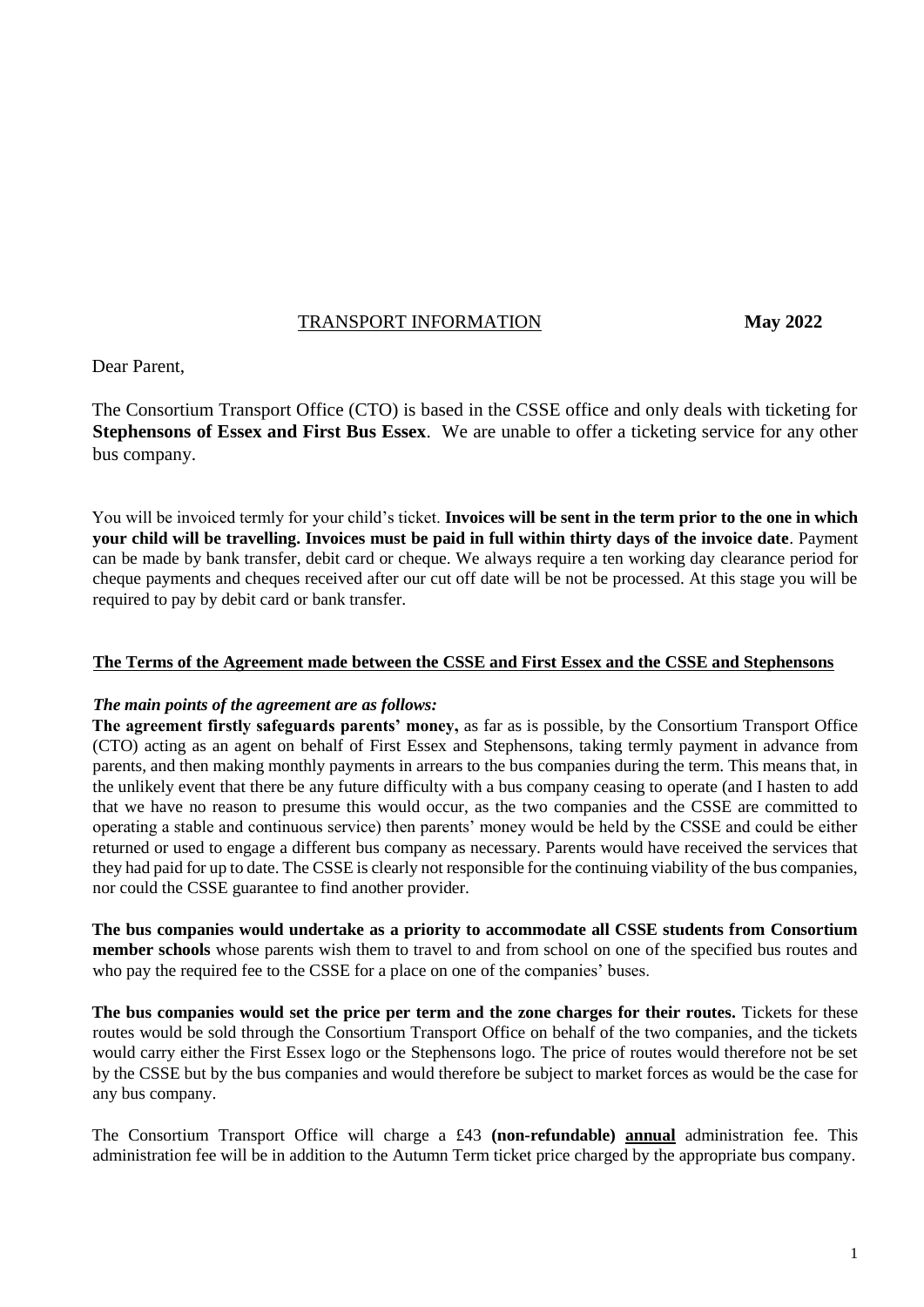<u>TRANSPORT INFORMATION</u> **May 2022**

Dear Parent,

The Consortium Transport Office (CTO) is based in the CSSE office and only deals with ticketing for **Stephensons of Essex and First Bus Essex**. We are unable to offer a ticketing service for any other bus company.

You will be invoiced termly for your child's ticket. **Invoices will be sent in the term prior to the one in which your child will be travelling. Invoices must be paid in full within thirty days of the invoice date**. Payment can be made by bank transfer, debit card or cheque. We always require a ten working day clearance period for cheque payments and cheques received after our cut off date will be not be processed. At this stage you will be required to pay by debit card or bank transfer.

## The Terms of the Agreement made between the CSSE and First Essex and the CSSE and Stephensons

***The main points of the agreement are as follows:***

**The agreement firstly safeguards parents' money,** as far as is possible, by the Consortium Transport Office (CTO) acting as an agent on behalf of First Essex and Stephensons, taking termly payment in advance from parents, and then making monthly payments in arrears to the bus companies during the term. This means that, in the unlikely event that there be any future difficulty with a bus company ceasing to operate (and I hasten to add that we have no reason to presume this would occur, as the two companies and the CSSE are committed to operating a stable and continuous service) then parents' money would be held by the CSSE and could be either returned or used to engage a different bus company as necessary. Parents would have received the services that they had paid for up to date. The CSSE is clearly not responsible for the continuing viability of the bus companies, nor could the CSSE guarantee to find another provider.

**The bus companies would undertake as a priority to accommodate all CSSE students from Consortium member schools** whose parents wish them to travel to and from school on one of the specified bus routes and who pay the required fee to the CSSE for a place on one of the companies' buses.

**The bus companies would set the price per term and the zone charges for their routes.** Tickets for these routes would be sold through the Consortium Transport Office on behalf of the two companies, and the tickets would carry either the First Essex logo or the Stephensons logo. The price of routes would therefore not be set by the CSSE but by the bus companies and would therefore be subject to market forces as would be the case for any bus company.

The Consortium Transport Office will charge a £43 **(non-refundable)** **<u>annual</u>** administration fee. This administration fee will be in addition to the Autumn Term ticket price charged by the appropriate bus company.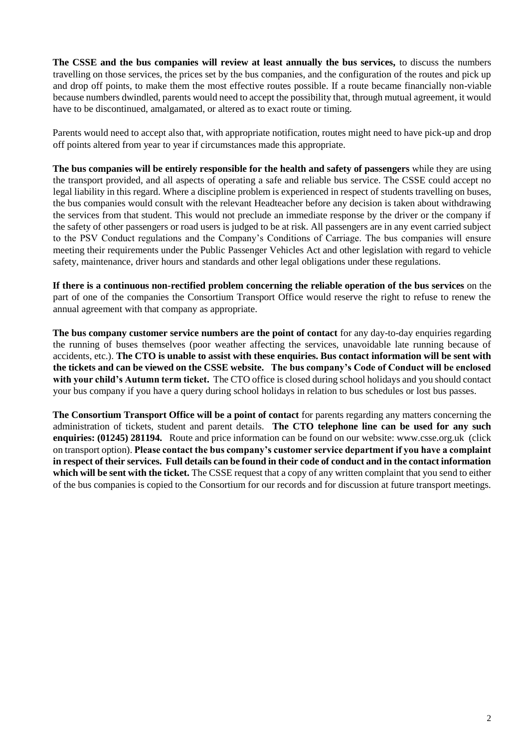**The CSSE and the bus companies will review at least annually the bus services,** to discuss the numbers travelling on those services, the prices set by the bus companies, and the configuration of the routes and pick up and drop off points, to make them the most effective routes possible. If a route became financially non-viable because numbers dwindled, parents would need to accept the possibility that, through mutual agreement, it would have to be discontinued, amalgamated, or altered as to exact route or timing.

Parents would need to accept also that, with appropriate notification, routes might need to have pick-up and drop off points altered from year to year if circumstances made this appropriate.

**The bus companies will be entirely responsible for the health and safety of passengers** while they are using the transport provided, and all aspects of operating a safe and reliable bus service. The CSSE could accept no legal liability in this regard. Where a discipline problem is experienced in respect of students travelling on buses, the bus companies would consult with the relevant Headteacher before any decision is taken about withdrawing the services from that student. This would not preclude an immediate response by the driver or the company if the safety of other passengers or road users is judged to be at risk. All passengers are in any event carried subject to the PSV Conduct regulations and the Company's Conditions of Carriage. The bus companies will ensure meeting their requirements under the Public Passenger Vehicles Act and other legislation with regard to vehicle safety, maintenance, driver hours and standards and other legal obligations under these regulations.

**If there is a continuous non-rectified problem concerning the reliable operation of the bus services** on the part of one of the companies the Consortium Transport Office would reserve the right to refuse to renew the annual agreement with that company as appropriate.

**The bus company customer service numbers are the point of contact** for any day-to-day enquiries regarding the running of buses themselves (poor weather affecting the services, unavoidable late running because of accidents, etc.). **The CTO is unable to assist with these enquiries. Bus contact information will be sent with the tickets and can be viewed on the CSSE website. The bus company's Code of Conduct will be enclosed with your child's Autumn term ticket.** The CTO office is closed during school holidays and you should contact your bus company if you have a query during school holidays in relation to bus schedules or lost bus passes.

**The Consortium Transport Office will be a point of contact** for parents regarding any matters concerning the administration of tickets, student and parent details. **The CTO telephone line can be used for any such enquiries: (01245) 281194.** Route and price information can be found on our website: www.csse.org.uk (click on transport option). **Please contact the bus company's customer service department if you have a complaint in respect of their services. Full details can be found in their code of conduct and in the contact information which will be sent with the ticket.** The CSSE request that a copy of any written complaint that you send to either of the bus companies is copied to the Consortium for our records and for discussion at future transport meetings.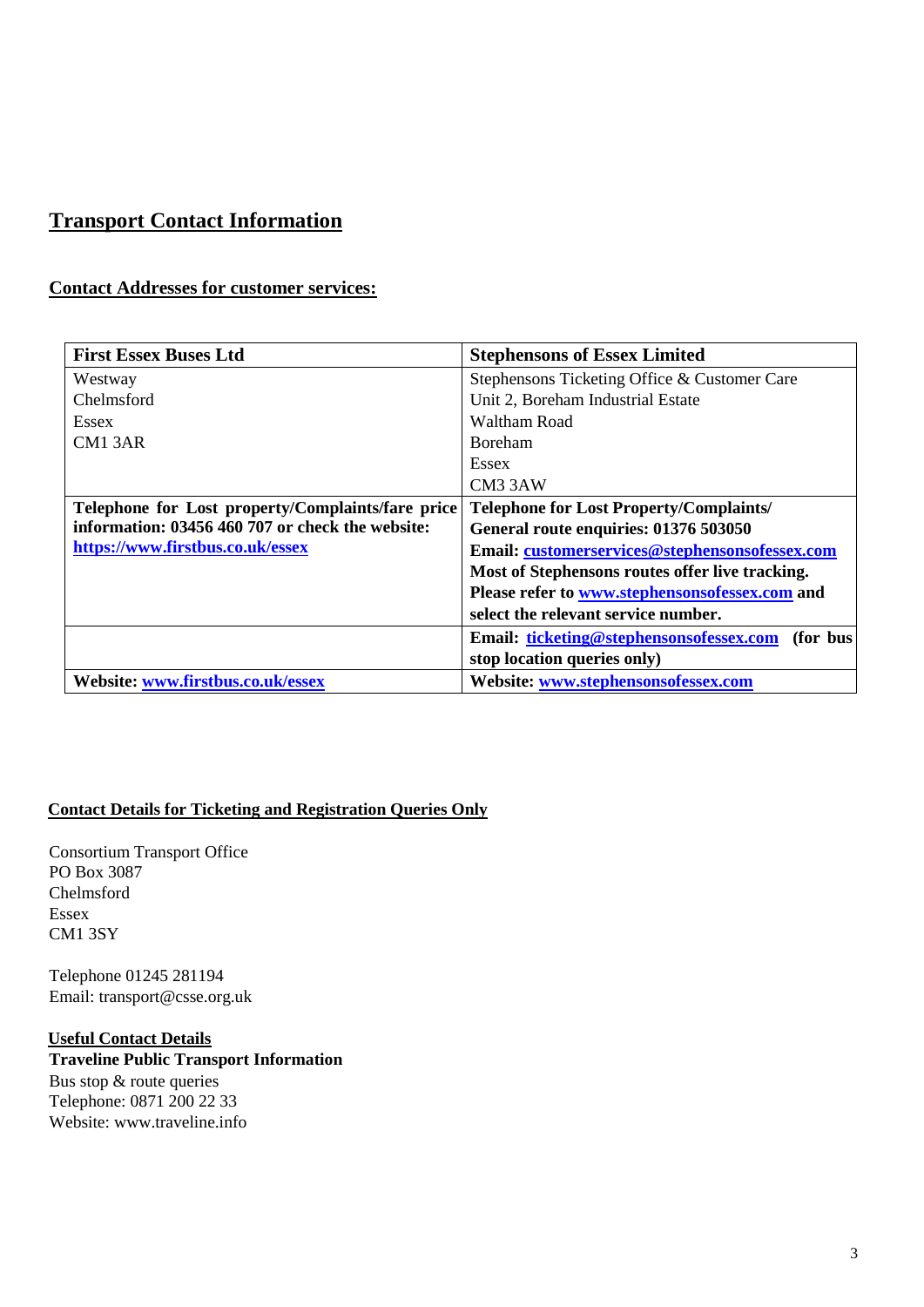# Transport Contact Information

## Contact Addresses for customer services:

| **First Essex Buses Ltd** | **Stephensons of Essex Limited** |
|---|---|
| Westway<br>Chelmsford<br>Essex<br>CM1 3AR | Stephensons Ticketing Office & Customer Care<br>Unit 2, Boreham Industrial Estate<br>Waltham Road<br>Boreham<br>Essex<br>CM3 3AW |
| **Telephone for Lost property/Complaints/fare price information: 03456 460 707 or check the website: https://www.firstbus.co.uk/essex** | **Telephone for Lost Property/Complaints/ General route enquiries: 01376 503050**<br>**Email: customerservices@stephensonsofessex.com**<br>**Most of Stephensons routes offer live tracking. Please refer to www.stephensonsofessex.com and select the relevant service number.** |
| | **Email: ticketing@stephensonsofessex.com (for bus stop location queries only)** |
| **Website: www.firstbus.co.uk/essex** | **Website: www.stephensonsofessex.com** |

## Contact Details for Ticketing and Registration Queries Only

Consortium Transport Office
PO Box 3087
Chelmsford
Essex
CM1 3SY

Telephone 01245 281194
Email: transport@csse.org.uk

## Useful Contact Details

**Traveline Public Transport Information**
Bus stop & route queries
Telephone: 0871 200 22 33
Website: www.traveline.info